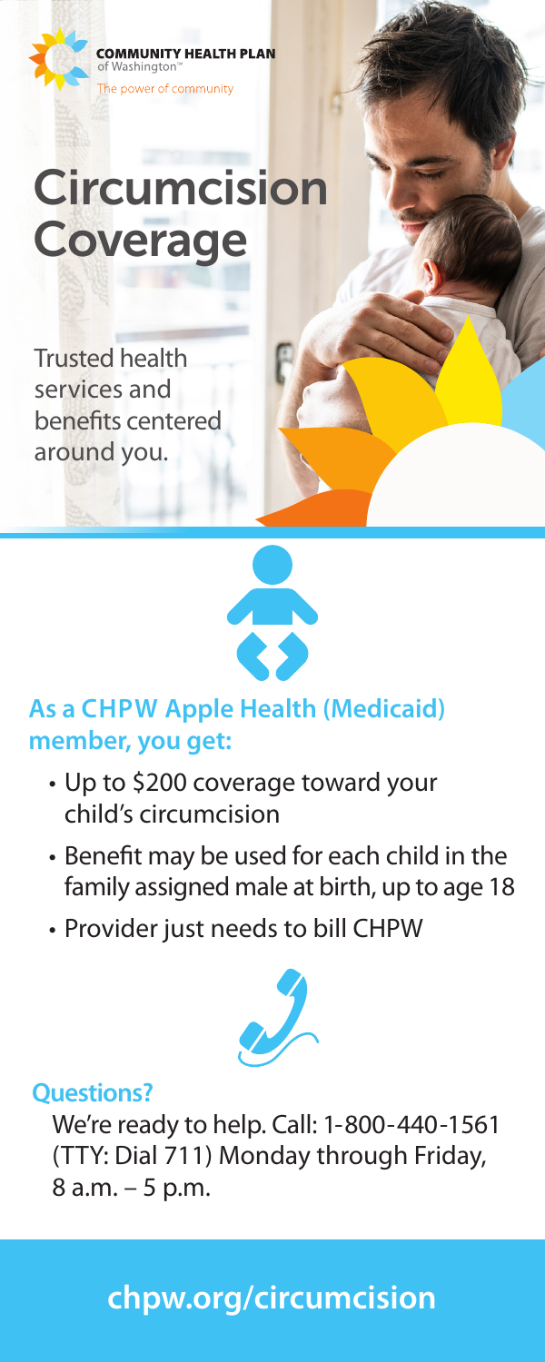COMMUNITY HEALTH PLAN of Washington™

The power of community

# Circumcision Coverage

Trusted health services and benefits centered around you.

## As a CHPW Apple Health (Medicaid) member, you get:

- Up to $200 coverage toward your child's circumcision
- Benefit may be used for each child in the family assigned male at birth, up to age 18
- Provider just needs to bill CHPW

### Questions?

We're ready to help. Call: 1-800-440-1561 (TTY: Dial 711) Monday through Friday, 8 a.m. – 5 p.m.

## chpw.org/circumcision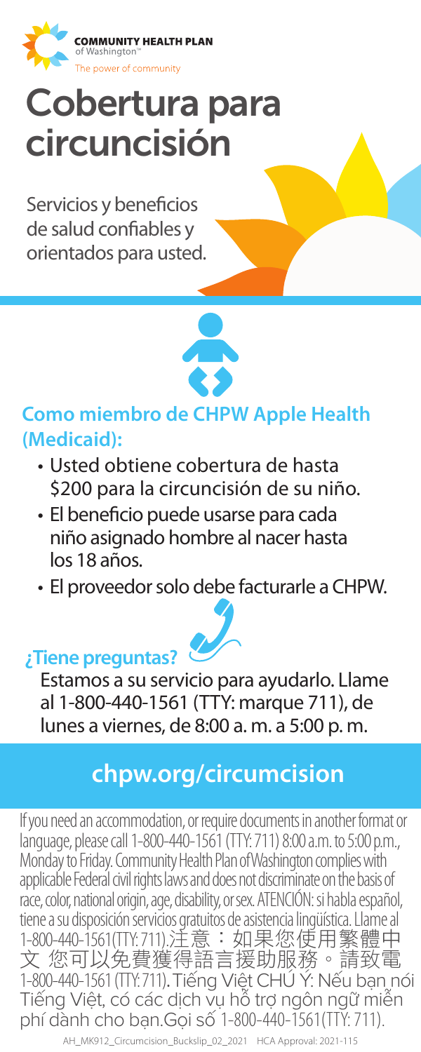COMMUNITY HEALTH PLAN of Washington™

The power of community

# Cobertura para circuncisión

Servicios y beneficios de salud confiables y orientados para usted.

## Como miembro de CHPW Apple Health (Medicaid):

- Usted obtiene cobertura de hasta $200 para la circuncisión de su niño.
- El beneficio puede usarse para cada niño asignado hombre al nacer hasta los 18 años.
- El proveedor solo debe facturarle a CHPW.

### ¿Tiene preguntas?

Estamos a su servicio para ayudarlo. Llame al 1-800-440-1561 (TTY: marque 711), de lunes a viernes, de 8:00 a. m. a 5:00 p. m.

## chpw.org/circumcision

If you need an accommodation, or require documents in another format or language, please call 1-800-440-1561 (TTY: 711) 8:00 a.m. to 5:00 p.m., Monday to Friday. Community Health Plan of Washington complies with applicable Federal civil rights laws and does not discriminate on the basis of race, color, national origin, age, disability, or sex. ATENCIÓN: si habla español, tiene a su disposición servicios gratuitos de asistencia lingüística. Llame al 1-800-440-1561(TTY: 711).注意：如果您使用繁體中文 您可以免費獲得語言援助服務。請致電 1-800-440-1561 (TTY: 711). Tiếng Việt CHÚ Ý: Nếu bạn nói Tiếng Việt, có các dịch vụ hỗ trợ ngôn ngữ miễn phí dành cho bạn.Gọi số 1-800-440-1561(TTY: 711).

AH_MK912_Circumcision_Buckslip_02_2021 HCA Approval: 2021-115